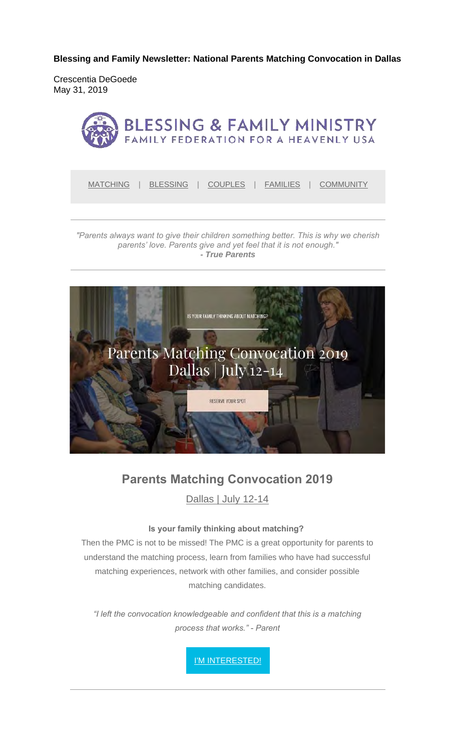**Blessing and Family Newsletter: National Parents Matching Convocation in Dallas**

Crescentia DeGoede
May 31, 2019

BLESSING & FAMILY MINISTRY
FAMILY FEDERATION FOR A HEAVENLY USA

MATCHING | BLESSING | COUPLES | FAMILIES | COMMUNITY

---

*"Parents always want to give their children something better. This is why we cherish parents' love. Parents give and yet feel that it is not enough."*
***- True Parents***

---

IS YOUR FAMILY THINKING ABOUT MATCHING?

Parents Matching Convocation 2019
Dallas | July 12-14

RESERVE YOUR SPOT

## Parents Matching Convocation 2019

Dallas | July 12-14

**Is your family thinking about matching?**

Then the PMC is not to be missed! The PMC is a great opportunity for parents to understand the matching process, learn from families who have had successful matching experiences, network with other families, and consider possible matching candidates.

*"I left the convocation knowledgeable and confident that this is a matching process that works." - Parent*

I'M INTERESTED!

---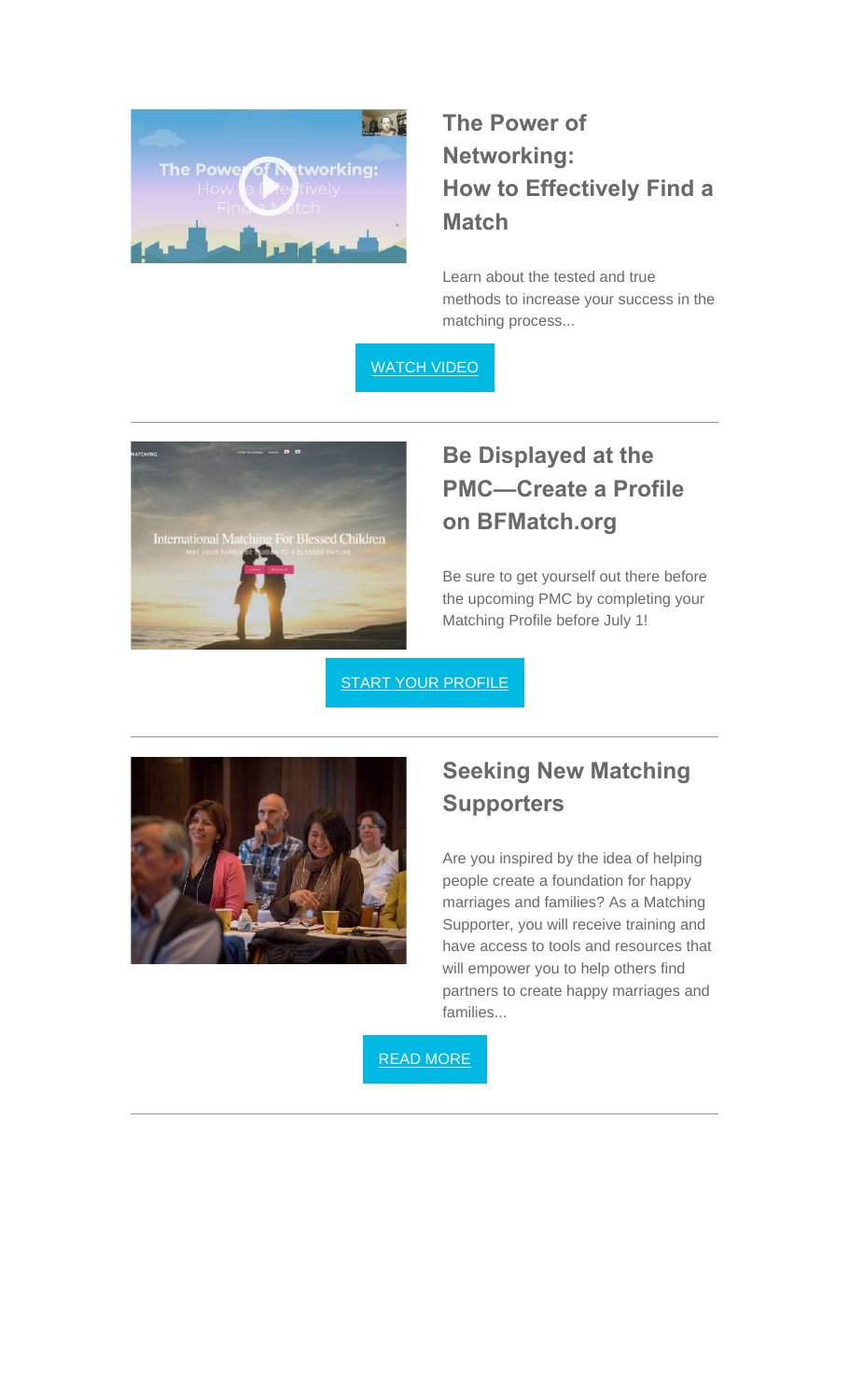## The Power of Networking: How to Effectively Find a Match

Learn about the tested and true methods to increase your success in the matching process...

WATCH VIDEO

---

## Be Displayed at the PMC—Create a Profile on BFMatch.org

Be sure to get yourself out there before the upcoming PMC by completing your Matching Profile before July 1!

START YOUR PROFILE

---

## Seeking New Matching Supporters

Are you inspired by the idea of helping people create a foundation for happy marriages and families? As a Matching Supporter, you will receive training and have access to tools and resources that will empower you to help others find partners to create happy marriages and families...

READ MORE

---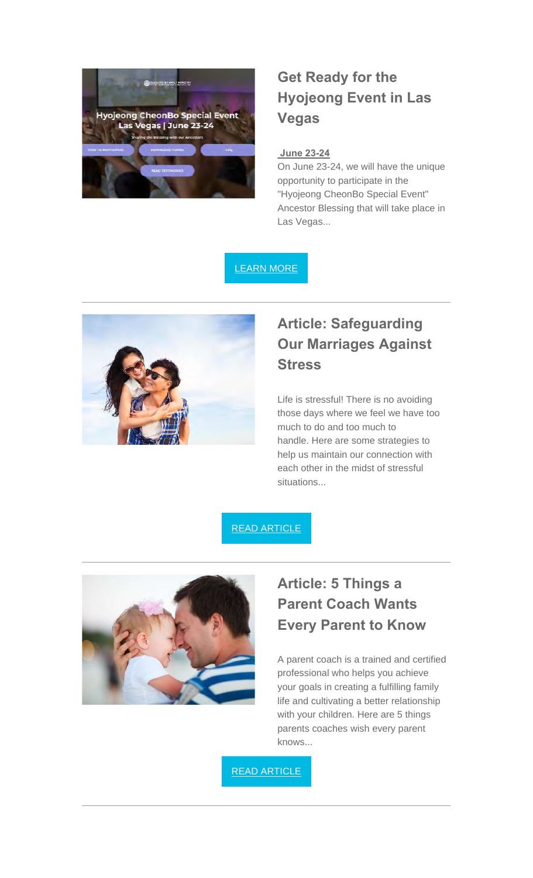## Get Ready for the Hyojeong Event in Las Vegas

**June 23-24**

On June 23-24, we will have the unique opportunity to participate in the "Hyojeong CheonBo Special Event" Ancestor Blessing that will take place in Las Vegas...

LEARN MORE

---

## Article: Safeguarding Our Marriages Against Stress

Life is stressful! There is no avoiding those days where we feel we have too much to do and too much to handle. Here are some strategies to help us maintain our connection with each other in the midst of stressful situations...

READ ARTICLE

---

## Article: 5 Things a Parent Coach Wants Every Parent to Know

A parent coach is a trained and certified professional who helps you achieve your goals in creating a fulfilling family life and cultivating a better relationship with your children. Here are 5 things parents coaches wish every parent knows...

READ ARTICLE

---